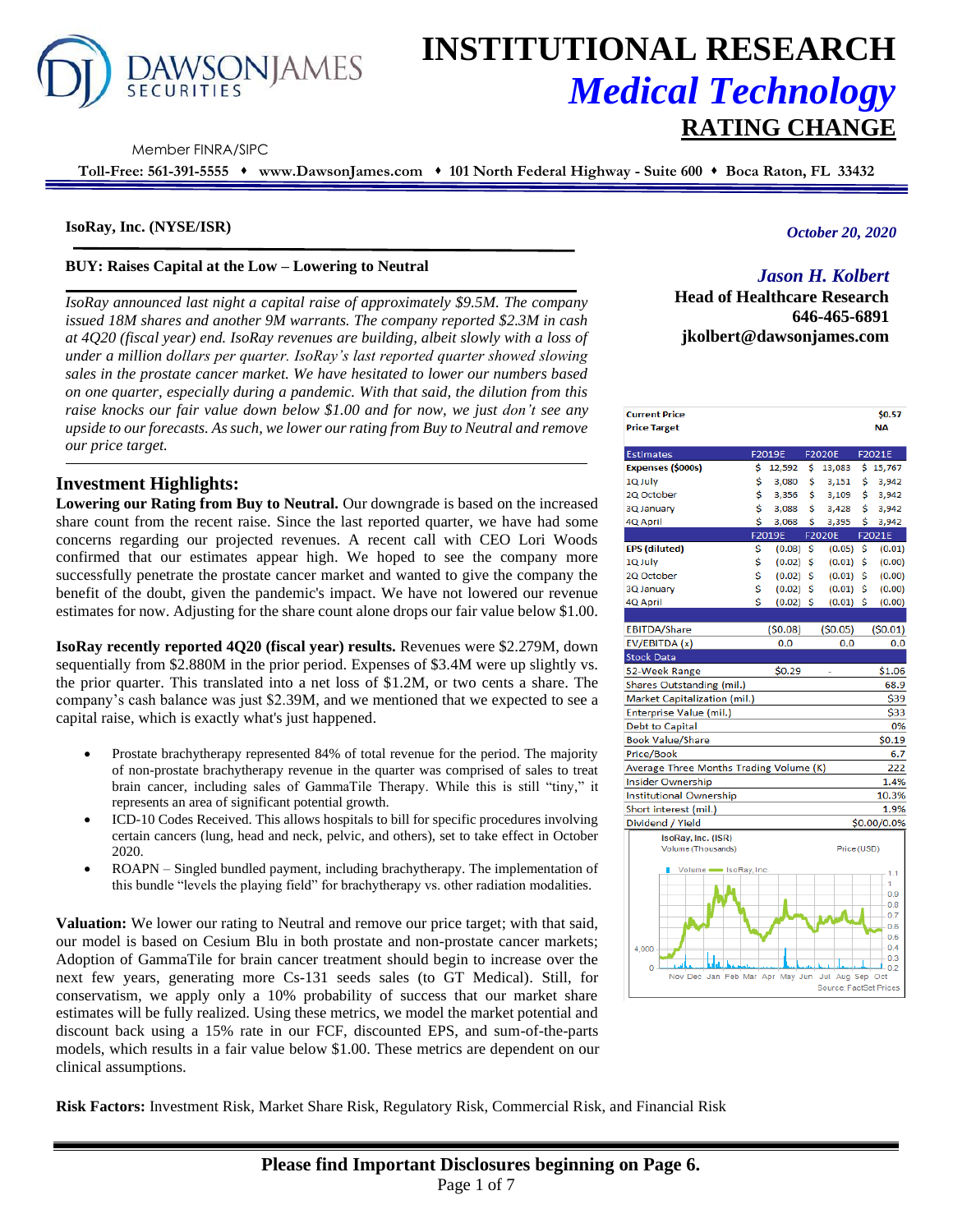# INSTITUTIONAL RESEARCH
## *Medical Technology*
## RATING CHANGE

Member FINRA/SIPC

**Toll-Free: 561-391-5555 ♦ www.DawsonJames.com ♦ 101 North Federal Highway - Suite 600 ♦ Boca Raton, FL 33432**

**IsoRay, Inc. (NYSE/ISR)**

*October 20, 2020*

**BUY: Raises Capital at the Low – Lowering to Neutral**

*IsoRay announced last night a capital raise of approximately $9.5M. The company issued 18M shares and another 9M warrants. The company reported $2.3M in cash at 4Q20 (fiscal year) end. IsoRay revenues are building, albeit slowly with a loss of under a million dollars per quarter. IsoRay's last reported quarter showed slowing sales in the prostate cancer market. We have hesitated to lower our numbers based on one quarter, especially during a pandemic. With that said, the dilution from this raise knocks our fair value down below $1.00 and for now, we just don't see any upside to our forecasts. As such, we lower our rating from Buy to Neutral and remove our price target.*

*Jason H. Kolbert*
**Head of Healthcare Research**
**646-465-6891**
**jkolbert@dawsonjames.com**

| Current Price | $0.57 |
|---|---|
| Price Target | NA |

| Estimates | F2019E | F2020E | F2021E |
|---|---|---|---|
| **Expenses ($000s)** | $ 12,592 | $ 13,083 | $ 15,767 |
| 1Q July | $ 3,080 | $ 3,151 | $ 3,942 |
| 2Q October | $ 3,356 | $ 3,109 | $ 3,942 |
| 3Q January | $ 3,088 | $ 3,428 | $ 3,942 |
| 4Q April | $ 3,068 | $ 3,395 | $ 3,942 |
| | **F2019E** | **F2020E** | **F2021E** |
| **EPS (diluted)** | $ (0.08) | $ (0.05) | $ (0.01) |
| 1Q July | $ (0.02) | $ (0.01) | $ (0.00) |
| 2Q October | $ (0.02) | $ (0.01) | $ (0.00) |
| 3Q January | $ (0.02) | $ (0.01) | $ (0.00) |
| 4Q April | $ (0.02) | $ (0.01) | $ (0.00) |

| EBITDA/Share | ($0.08) | ($0.05) | ($0.01) |
|---|---|---|---|
| EV/EBITDA (x) | 0.0 | 0.0 | 0.0 |

| Stock Data | | |
|---|---|---|
| 52-Week Range | $0.29 | $1.06 |
| Shares Outstanding (mil.) | | 68.9 |
| Market Capitalization (mil.) | | $39 |
| Enterprise Value (mil.) | | $33 |
| Debt to Capital | | 0% |
| Book Value/Share | | $0.19 |
| Price/Book | | 6.7 |
| Average Three Months Trading Volume (K) | | 222 |
| Insider Ownership | | 1.4% |
| Institutional Ownership | | 10.3% |
| Short interest (mil.) | | 1.9% |
| Dividend / Yield | | $0.00/0.0% |

IsoRay, Inc. (ISR) Volume (Thousands) / Price (USD)
Source: FactSet Prices

## Investment Highlights:

**Lowering our Rating from Buy to Neutral.** Our downgrade is based on the increased share count from the recent raise. Since the last reported quarter, we have had some concerns regarding our projected revenues. A recent call with CEO Lori Woods confirmed that our estimates appear high. We hoped to see the company more successfully penetrate the prostate cancer market and wanted to give the company the benefit of the doubt, given the pandemic's impact. We have not lowered our revenue estimates for now. Adjusting for the share count alone drops our fair value below $1.00.

**IsoRay recently reported 4Q20 (fiscal year) results.** Revenues were $2.279M, down sequentially from $2.880M in the prior period. Expenses of $3.4M were up slightly vs. the prior quarter. This translated into a net loss of $1.2M, or two cents a share. The company's cash balance was just $2.39M, and we mentioned that we expected to see a capital raise, which is exactly what's just happened.

- Prostate brachytherapy represented 84% of total revenue for the period. The majority of non-prostate brachytherapy revenue in the quarter was comprised of sales to treat brain cancer, including sales of GammaTile Therapy. While this is still "tiny," it represents an area of significant potential growth.
- ICD-10 Codes Received. This allows hospitals to bill for specific procedures involving certain cancers (lung, head and neck, pelvic, and others), set to take effect in October 2020.
- ROAPN – Singled bundled payment, including brachytherapy. The implementation of this bundle "levels the playing field" for brachytherapy vs. other radiation modalities.

**Valuation:** We lower our rating to Neutral and remove our price target; with that said, our model is based on Cesium Blu in both prostate and non-prostate cancer markets; Adoption of GammaTile for brain cancer treatment should begin to increase over the next few years, generating more Cs-131 seeds sales (to GT Medical). Still, for conservatism, we apply only a 10% probability of success that our market share estimates will be fully realized. Using these metrics, we model the market potential and discount back using a 15% rate in our FCF, discounted EPS, and sum-of-the-parts models, which results in a fair value below $1.00. These metrics are dependent on our clinical assumptions.

**Risk Factors:** Investment Risk, Market Share Risk, Regulatory Risk, Commercial Risk, and Financial Risk

**Please find Important Disclosures beginning on Page 6.**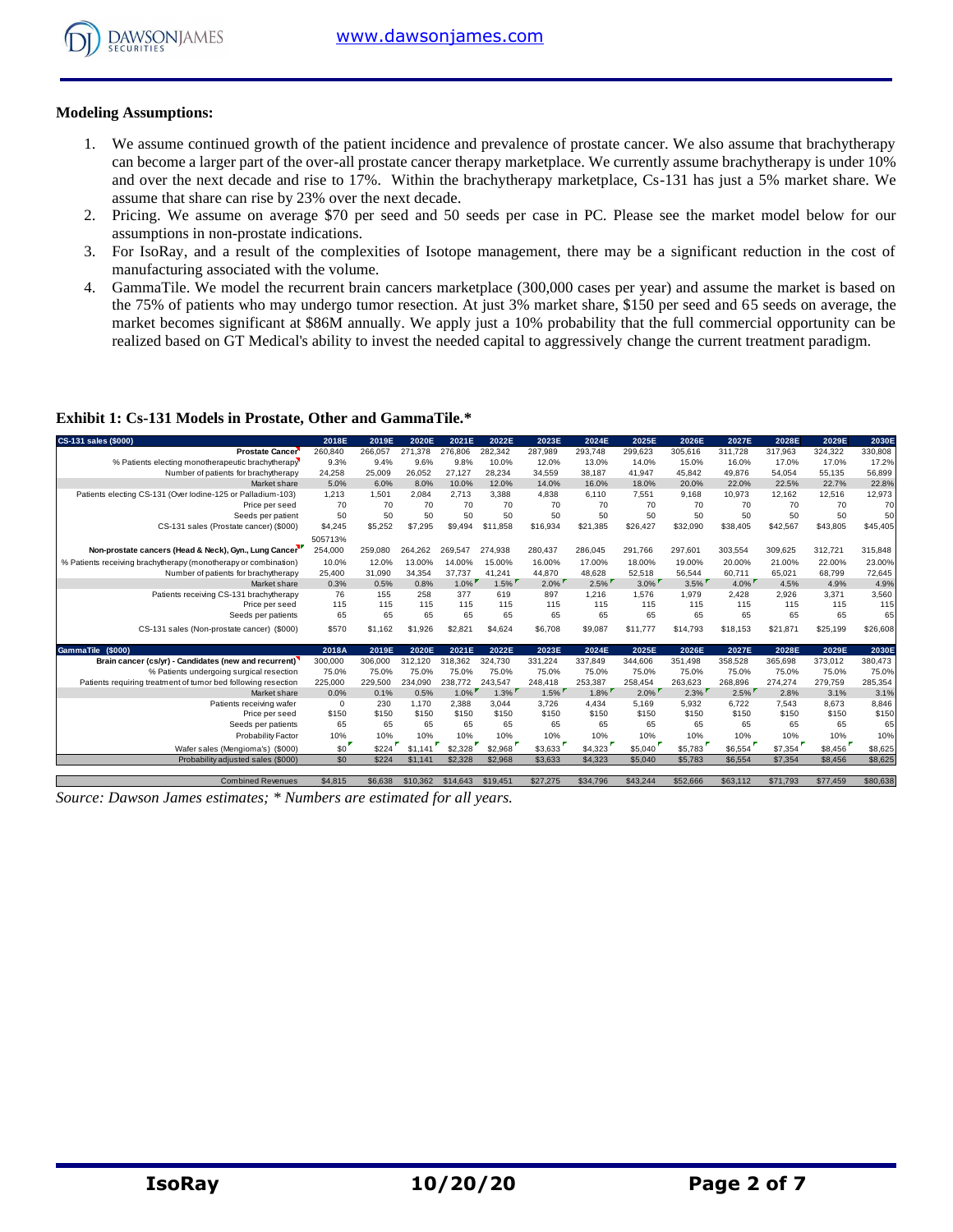**Modeling Assumptions:**

1. We assume continued growth of the patient incidence and prevalence of prostate cancer. We also assume that brachytherapy can become a larger part of the over-all prostate cancer therapy marketplace. We currently assume brachytherapy is under 10% and over the next decade and rise to 17%. Within the brachytherapy marketplace, Cs-131 has just a 5% market share. We assume that share can rise by 23% over the next decade.
2. Pricing. We assume on average $70 per seed and 50 seeds per case in PC. Please see the market model below for our assumptions in non-prostate indications.
3. For IsoRay, and a result of the complexities of Isotope management, there may be a significant reduction in the cost of manufacturing associated with the volume.
4. GammaTile. We model the recurrent brain cancers marketplace (300,000 cases per year) and assume the market is based on the 75% of patients who may undergo tumor resection. At just 3% market share, $150 per seed and 65 seeds on average, the market becomes significant at $86M annually. We apply just a 10% probability that the full commercial opportunity can be realized based on GT Medical's ability to invest the needed capital to aggressively change the current treatment paradigm.

**Exhibit 1: Cs-131 Models in Prostate, Other and GammaTile.***

| CS-131 sales ($000) | 2018E | 2019E | 2020E | 2021E | 2022E | 2023E | 2024E | 2025E | 2026E | 2027E | 2028E | 2029E | 2030E |
|---|---|---|---|---|---|---|---|---|---|---|---|---|---|
| **Prostate Cancer** | 260,840 | 266,057 | 271,378 | 276,806 | 282,342 | 287,989 | 293,748 | 299,623 | 305,616 | 311,728 | 317,963 | 324,322 | 330,808 |
| % Patients electing monotherapeutic brachytherapy | 9.3% | 9.4% | 9.6% | 9.8% | 10.0% | 12.0% | 13.0% | 14.0% | 15.0% | 16.0% | 17.0% | 17.0% | 17.2% |
| Number of patients for brachytherapy | 24,258 | 25,009 | 26,052 | 27,127 | 28,234 | 34,559 | 38,187 | 41,947 | 45,842 | 49,876 | 54,054 | 55,135 | 56,899 |
| Market share | 5.0% | 6.0% | 8.0% | 10.0% | 12.0% | 14.0% | 16.0% | 18.0% | 20.0% | 22.0% | 22.5% | 22.7% | 22.8% |
| Patients electing CS-131 (Over Iodine-125 or Palladium-103) | 1,213 | 1,501 | 2,084 | 2,713 | 3,388 | 4,838 | 6,110 | 7,551 | 9,168 | 10,973 | 12,162 | 12,516 | 12,973 |
| Price per seed | 70 | 70 | 70 | 70 | 70 | 70 | 70 | 70 | 70 | 70 | 70 | 70 | 70 |
| Seeds per patient | 50 | 50 | 50 | 50 | 50 | 50 | 50 | 50 | 50 | 50 | 50 | 50 | 50 |
| CS-131 sales (Prostate cancer) ($000) | $4,245 | $5,252 | $7,295 | $9,494 | $11,858 | $16,934 | $21,385 | $26,427 | $32,090 | $38,405 | $42,567 | $43,805 | $45,405 |
| | 505713% | | | | | | | | | | | | |
| **Non-prostate cancers (Head & Neck), Gyn., Lung Cancer** | 254,000 | 259,080 | 264,262 | 269,547 | 274,938 | 280,437 | 286,045 | 291,766 | 297,601 | 303,554 | 309,625 | 312,721 | 315,848 |
| % Patients receiving brachytherapy (monotherapy or combination) | 10.0% | 12.0% | 13.00% | 14.00% | 15.00% | 16.00% | 17.00% | 18.00% | 19.00% | 20.00% | 21.00% | 22.00% | 23.00% |
| Number of patients for brachytherapy | 25,400 | 31,090 | 34,354 | 37,737 | 41,241 | 44,870 | 48,628 | 52,518 | 56,544 | 60,711 | 65,021 | 68,799 | 72,645 |
| Market share | 0.3% | 0.5% | 0.8% | 1.0% | 1.5% | 2.0% | 2.5% | 3.0% | 3.5% | 4.0% | 4.5% | 4.9% | 4.9% |
| Patients receiving CS-131 brachytherapy | 76 | 155 | 258 | 377 | 619 | 897 | 1,216 | 1,576 | 1,979 | 2,428 | 2,926 | 3,371 | 3,560 |
| Price per seed | 115 | 115 | 115 | 115 | 115 | 115 | 115 | 115 | 115 | 115 | 115 | 115 | 115 |
| Seeds per patients | 65 | 65 | 65 | 65 | 65 | 65 | 65 | 65 | 65 | 65 | 65 | 65 | 65 |
| CS-131 sales (Non-prostate cancer) ($000) | $570 | $1,162 | $1,926 | $2,821 | $4,624 | $6,708 | $9,087 | $11,777 | $14,793 | $18,153 | $21,871 | $25,199 | $26,608 |
| **GammaTile ($000)** | **2018A** | **2019E** | **2020E** | **2021E** | **2022E** | **2023E** | **2024E** | **2025E** | **2026E** | **2027E** | **2028E** | **2029E** | **2030E** |
| **Brain cancer (cs/yr) - Candidates (new and recurrent)** | 300,000 | 306,000 | 312,120 | 318,362 | 324,730 | 331,224 | 337,849 | 344,606 | 351,498 | 358,528 | 365,698 | 373,012 | 380,473 |
| % Patients undergoing surgical resection | 75.0% | 75.0% | 75.0% | 75.0% | 75.0% | 75.0% | 75.0% | 75.0% | 75.0% | 75.0% | 75.0% | 75.0% | 75.0% |
| Patients requiring treatment of tumor bed following resection | 225,000 | 229,500 | 234,090 | 238,772 | 243,547 | 248,418 | 253,387 | 258,454 | 263,623 | 268,896 | 274,274 | 279,759 | 285,354 |
| Market share | 0.0% | 0.1% | 0.5% | 1.0% | 1.3% | 1.5% | 1.8% | 2.0% | 2.3% | 2.5% | 2.8% | 3.1% | 3.1% |
| Patients receiving wafer | 0 | 230 | 1,170 | 2,388 | 3,044 | 3,726 | 4,434 | 5,169 | 5,932 | 6,722 | 7,543 | 8,673 | 8,846 |
| Price per seed | $150 | $150 | $150 | $150 | $150 | $150 | $150 | $150 | $150 | $150 | $150 | $150 | $150 |
| Seeds per patients | 65 | 65 | 65 | 65 | 65 | 65 | 65 | 65 | 65 | 65 | 65 | 65 | 65 |
| Probability Factor | 10% | 10% | 10% | 10% | 10% | 10% | 10% | 10% | 10% | 10% | 10% | 10% | 10% |
| Wafer sales (Mengioma's) ($000) | $0 | $224 | $1,141 | $2,328 | $2,968 | $3,633 | $4,323 | $5,040 | $5,783 | $6,554 | $7,354 | $8,456 | $8,625 |
| Probability adjusted sales ($000) | $0 | $224 | $1,141 | $2,328 | $2,968 | $3,633 | $4,323 | $5,040 | $5,783 | $6,554 | $7,354 | $8,456 | $8,625 |
| Combined Revenues | $4,815 | $6,638 | $10,362 | $14,643 | $19,451 | $27,275 | $34,796 | $43,244 | $52,666 | $63,112 | $71,793 | $77,459 | $80,638 |

*Source: Dawson James estimates; * Numbers are estimated for all years.*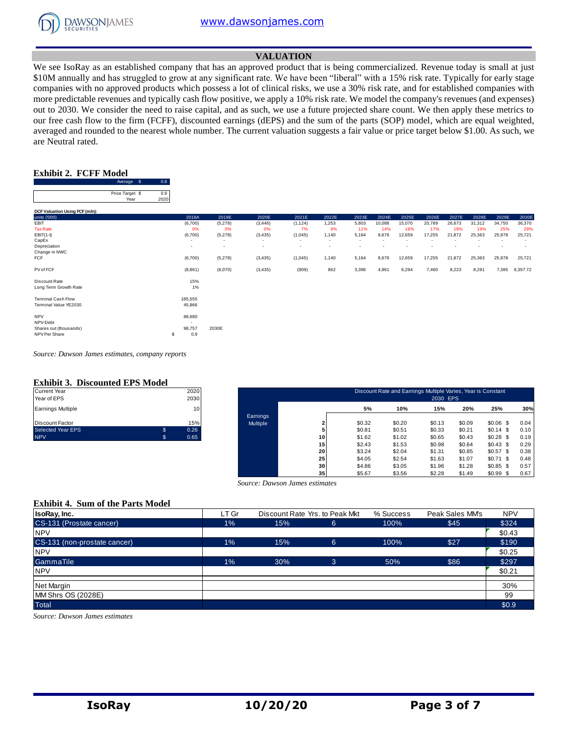## VALUATION

We see IsoRay as an established company that has an approved product that is being commercialized. Revenue today is small at just \$10M annually and has struggled to grow at any significant rate. We have been "liberal" with a 15% risk rate. Typically for early stage companies with no approved products which possess a lot of clinical risks, we use a 30% risk rate, and for established companies with more predictable revenues and typically cash flow positive, we apply a 10% risk rate. We model the company's revenues (and expenses) out to 2030. We consider the need to raise capital, and as such, we use a future projected share count. We then apply these metrics to our free cash flow to the firm (FCFF), discounted earnings (dEPS) and the sum of the parts (SOP) model, which are equal weighted, averaged and rounded to the nearest whole number. The current valuation suggests a fair value or price target below \$1.00. As such, we are Neutral rated.

### Exhibit 2. FCFF Model

| | | |
|---|---|---|
| Average | \$ | 0.8 |
| Price Target | \$ | 0.9 |
| Year | | 2020 |

**DCF Valuation Using FCF (mln):**

| units ('000) | 2018A | 2019E | 2020E | 2021E | 2022E | 2023E | 2024E | 2025E | 2026E | 2027E | 2028E | 2029E | 2030E |
|---|---|---|---|---|---|---|---|---|---|---|---|---|---|
| EBIT | (6,700) | (5,278) | (3,446) | (1,124) | 1,253 | 5,803 | 10,088 | 15,070 | 20,789 | 26,673 | 31,312 | 34,750 | 36,370 |
| Tax Rate | 0% | 0% | 0% | 7% | 9% | 11% | 14% | 16% | 17% | 18% | 19% | 25% | 29% |
| EBIT(1-t) | (6,700) | (5,278) | (3,435) | (1,045) | 1,140 | 5,164 | 8,676 | 12,659 | 17,255 | 21,872 | 25,363 | 25,978 | 25,721 |
| CapEx | - | - | - | - | - | - | - | - | - | - | - | - | - |
| Depreciation | - | - | - | - | - | - | - | - | - | - | - | - | - |
| Change in NWC | | | | | | | | | | | | | |
| FCF | (6,700) | (5,278) | (3,435) | (1,045) | 1,140 | 5,164 | 8,676 | 12,659 | 17,255 | 21,872 | 25,363 | 25,978 | 25,721 |
| PV of FCF | (8,861) | (6,070) | (3,435) | (909) | 862 | 3,396 | 4,961 | 6,294 | 7,460 | 8,223 | 8,291 | 7,385 | 6,357.72 |

| | | |
|---|---|---|
| Discount Rate | 15% | |
| Long Term Growth Rate | 1% | |
| Terminal Cash Flow | 185,555 | |
| Terminal Value YE2030 | 45,866 | |
| NPV | 88,680 | |
| NPV-Debt | | |
| Shares out (thousands) | 98,757 | 2030E |
| NPV Per Share | \$ 0.9 | |

*Source: Dawson James estimates, company reports*

### Exhibit 3. Discounted EPS Model

| | | |
|---|---|---|
| Current Year | | 2020 |
| Year of EPS | | 2030 |
| Earnings Multiple | | 10 |
| Discount Factor | | 15% |
| Selected Year EPS | \$ | 0.26 |
| NPV | \$ | 0.65 |

Discount Rate and Earnings Multiple Varies, Year is Constant — 2030 EPS

| Earnings Multiple | 5% | 10% | 15% | 20% | 25% | 30% |
|---|---|---|---|---|---|---|
| 2 | \$0.32 | \$0.20 | \$0.13 | \$0.09 | \$0.06 | \$ 0.04 |
| 5 | \$0.81 | \$0.51 | \$0.33 | \$0.21 | \$0.14 | \$ 0.10 |
| 10 | \$1.62 | \$1.02 | \$0.65 | \$0.43 | \$0.28 | \$ 0.19 |
| 15 | \$2.43 | \$1.53 | \$0.98 | \$0.64 | \$0.43 | \$ 0.29 |
| 20 | \$3.24 | \$2.04 | \$1.31 | \$0.85 | \$0.57 | \$ 0.38 |
| 25 | \$4.05 | \$2.54 | \$1.63 | \$1.07 | \$0.71 | \$ 0.48 |
| 30 | \$4.86 | \$3.05 | \$1.96 | \$1.28 | \$0.85 | \$ 0.57 |
| 35 | \$5.67 | \$3.56 | \$2.28 | \$1.49 | \$0.99 | \$ 0.67 |

*Source: Dawson James estimates*

### Exhibit 4. Sum of the Parts Model

| IsoRay, Inc. | LT Gr | Discount Rate | Yrs. to Peak Mkt | % Success | Peak Sales MM's | NPV |
|---|---|---|---|---|---|---|
| CS-131 (Prostate cancer) | 1% | 15% | 6 | 100% | \$45 | \$324 |
| NPV | | | | | | \$0.43 |
| CS-131 (non-prostate cancer) | 1% | 15% | 6 | 100% | \$27 | \$190 |
| NPV | | | | | | \$0.25 |
| GammaTile | 1% | 30% | 3 | 50% | \$86 | \$297 |
| NPV | | | | | | \$0.21 |
| Net Margin | | | | | | 30% |
| MM Shrs OS (2028E) | | | | | | 99 |
| Total | | | | | | \$0.9 |

*Source: Dawson James estimates*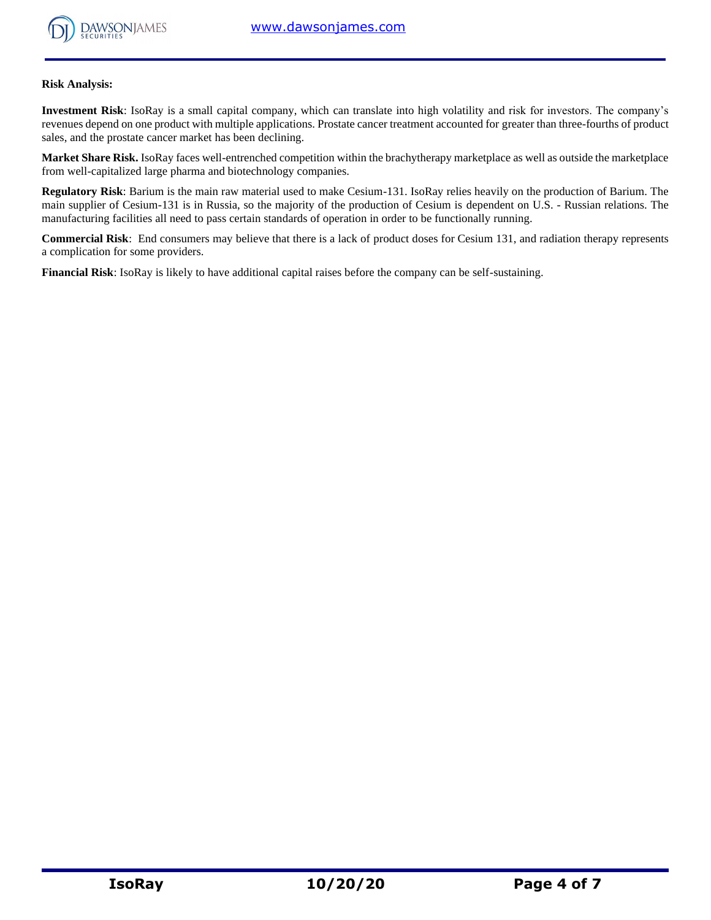**Risk Analysis:**

**Investment Risk**: IsoRay is a small capital company, which can translate into high volatility and risk for investors. The company's revenues depend on one product with multiple applications. Prostate cancer treatment accounted for greater than three-fourths of product sales, and the prostate cancer market has been declining.

**Market Share Risk.** IsoRay faces well-entrenched competition within the brachytherapy marketplace as well as outside the marketplace from well-capitalized large pharma and biotechnology companies.

**Regulatory Risk**: Barium is the main raw material used to make Cesium-131. IsoRay relies heavily on the production of Barium. The main supplier of Cesium-131 is in Russia, so the majority of the production of Cesium is dependent on U.S. - Russian relations. The manufacturing facilities all need to pass certain standards of operation in order to be functionally running.

**Commercial Risk**: End consumers may believe that there is a lack of product doses for Cesium 131, and radiation therapy represents a complication for some providers.

**Financial Risk**: IsoRay is likely to have additional capital raises before the company can be self-sustaining.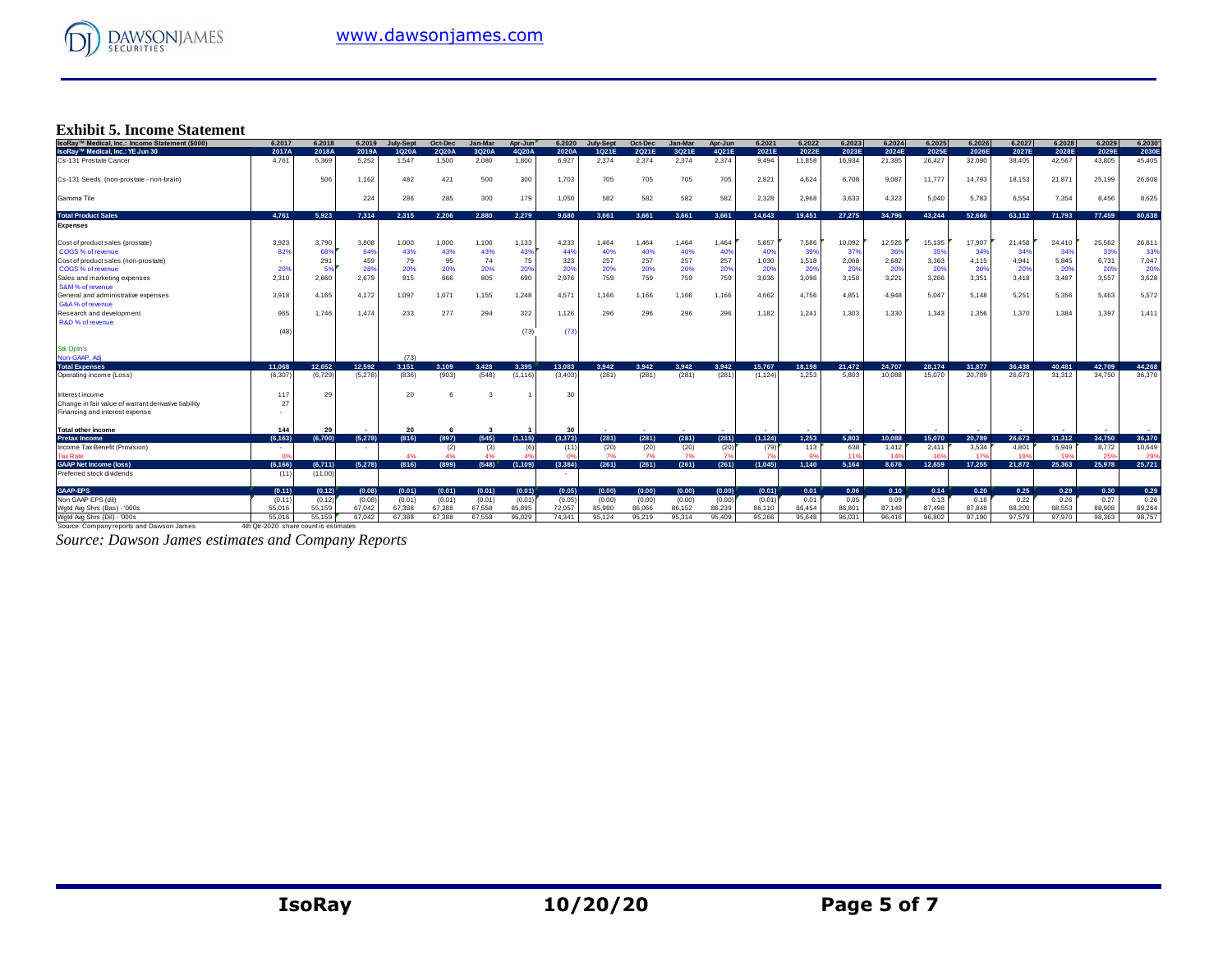### Exhibit 5. Income Statement

| IsoRay™ Medical, Inc.: Income Statement ($000) | 6.2017 | 6.2018 | 6.2019 | July-Sept | Oct-Dec | Jan-Mar | Apr-Jun | 6.2020 | July-Sept | Oct-Dec | Jan-Mar | Apr-Jun | 6.2021 | 6.2022 | 6.2023 | 6.2024 | 6.2025 | 6.2026 | 6.2027 | 6.2028 | 6.2029 | 6.2030 |
|---|---|---|---|---|---|---|---|---|---|---|---|---|---|---|---|---|---|---|---|---|---|---|
| IsoRay™ Medical, Inc.: YE Jun 30 | 2017A | 2018A | 2019A | 1Q20A | 2Q20A | 3Q20A | 4Q20A | 2020A | 1Q21E | 2Q21E | 3Q21E | 4Q21E | 2021E | 2022E | 2023E | 2024E | 2025E | 2026E | 2027E | 2028E | 2029E | 2030E |
| Cs-131 Prostate Cancer | 4,761 | 5,369 | 5,252 | 1,547 | 1,500 | 2,080 | 1,800 | 6,927 | 2,374 | 2,374 | 2,374 | 2,374 | 9,494 | 11,858 | 16,934 | 21,385 | 26,427 | 32,090 | 38,405 | 42,567 | 43,805 | 45,405 |
| Cs-131 Seeds (non-prostate - non-brain) | | 506 | 1,162 | 482 | 421 | 500 | 300 | 1,703 | 705 | 705 | 705 | 705 | 2,821 | 4,624 | 6,708 | 9,087 | 11,777 | 14,793 | 18,153 | 21,871 | 25,199 | 26,608 |
| Gamma Tile | | | 224 | 286 | 285 | 300 | 179 | 1,050 | 582 | 582 | 582 | 582 | 2,328 | 2,968 | 3,633 | 4,323 | 5,040 | 5,783 | 6,554 | 7,354 | 8,456 | 8,625 |
| **Total Product Sales** | 4,761 | 5,923 | 7,314 | 2,315 | 2,206 | 2,880 | 2,279 | 9,680 | 3,661 | 3,661 | 3,661 | 3,661 | 14,643 | 19,451 | 27,275 | 34,796 | 43,244 | 52,666 | 63,112 | 71,793 | 77,459 | 80,638 |
| **Expenses** | | | | | | | | | | | | | | | | | | | | | | |
| Cost of product sales (prostate) | 3,923 | 3,790 | 3,808 | 1,000 | 1,000 | 1,100 | 1,133 | 4,233 | 1,464 | 1,464 | 1,464 | 1,464 | 5,857 | 7,586 | 10,092 | 12,526 | 15,135 | 17,907 | 21,458 | 24,410 | 25,562 | 26,611 |
| COGS % of revenue | 82% | 68% | 64% | 43% | 43% | 43% | 43% | 44% | 40% | 40% | 40% | 40% | 40% | 39% | 37% | 36% | 35% | 34% | 34% | 34% | 33% | 33% |
| Cost of product sales (non-prostate) | - | 291 | 459 | 79 | 95 | 74 | 75 | 323 | 257 | 257 | 257 | 257 | 1,030 | 1,518 | 2,068 | 2,682 | 3,363 | 4,115 | 4,941 | 5,845 | 6,731 | 7,047 |
| COGS % of revenue | 20% | 5% | 28% | 20% | 20% | 20% | 20% | 20% | 20% | 20% | 20% | 20% | 20% | 20% | 20% | 20% | 20% | 20% | 20% | 20% | 20% | 20% |
| Sales and marketing expenses | 2,310 | 2,660 | 2,679 | 815 | 666 | 805 | 690 | 2,976 | 759 | 759 | 759 | 759 | 3,036 | 3,096 | 3,158 | 3,221 | 3,286 | 3,351 | 3,418 | 3,487 | 3,557 | 3,628 |
| S&M % of revenue | | | | | | | | | | | | | | | | | | | | | | |
| General and administrative expenses | 3,918 | 4,165 | 4,172 | 1,097 | 1,071 | 1,155 | 1,248 | 4,571 | 1,166 | 1,166 | 1,166 | 1,166 | 4,662 | 4,756 | 4,851 | 4,948 | 5,047 | 5,148 | 5,251 | 5,356 | 5,463 | 5,572 |
| G&A % of revenue | | | | | | | | | | | | | | | | | | | | | | |
| Research and development | 965 | 1,746 | 1,474 | 233 | 277 | 294 | 322 | 1,126 | 296 | 296 | 296 | 296 | 1,182 | 1,241 | 1,303 | 1,330 | 1,343 | 1,356 | 1,370 | 1,384 | 1,397 | 1,411 |
| R&D % of revenue | | | | | | | | | | | | | | | | | | | | | | |
| | (48) | | | | | | (73) | (73) | | | | | | | | | | | | | | |
| Stk Optn's | | | | | | | | | | | | | | | | | | | | | | |
| Non-GAAP, Adj | | | | (73) | | | | | | | | | | | | | | | | | | |
| **Total Expenses** | 11,068 | 12,652 | 12,592 | 3,151 | 3,109 | 3,428 | 3,395 | 13,083 | 3,942 | 3,942 | 3,942 | 3,942 | 15,767 | 18,198 | 21,472 | 24,707 | 28,174 | 31,877 | 36,438 | 40,481 | 42,709 | 44,268 |
| Operating income (Loss) | (6,307) | (6,729) | (5,278) | (836) | (903) | (548) | (1,116) | (3,403) | (281) | (281) | (281) | (281) | (1,124) | 1,253 | 5,803 | 10,088 | 15,070 | 20,789 | 26,673 | 31,312 | 34,750 | 36,370 |
| Interest income | 117 | 29 | | 20 | 6 | 3 | 1 | 30 | | | | | | | | | | | | | | |
| Change in fair value of warrant derivative liability | 27 | | | | | | | | | | | | | | | | | | | | | |
| Financing and interest expense | - | | | | | | | | | | | | | | | | | | | | | |
| **Total other income** | 144 | 29 | - | 20 | 6 | 3 | 1 | 30 | - | - | - | - | - | - | - | - | - | - | - | - | - | - |
| **Pretax Income** | (6,163) | (6,700) | (5,278) | (816) | (897) | (545) | (1,115) | (3,373) | (281) | (281) | (281) | (281) | (1,124) | 1,253 | 5,803 | 10,088 | 15,070 | 20,789 | 26,673 | 31,312 | 34,750 | 36,370 |
| Income Tax Benefit (Provision) | - | | - | | (2) | (3) | (6) | (11) | (20) | (20) | (20) | (20) | (79) | 113 | 638 | 1,412 | 2,411 | 3,534 | 4,801 | 5,949 | 8,772 | 10,649 |
| Tax Rate | 0% | | | 4% | 4% | 4% | 4% | 0% | 7% | 7% | 7% | 7% | 7% | 9% | 11% | 14% | 16% | 17% | 18% | 19% | 25% | 29% |
| **GAAP Net Income (loss)** | (6,166) | (6,711) | (5,278) | (816) | (899) | (548) | (1,109) | (3,384) | (261) | (261) | (261) | (261) | (1,045) | 1,140 | 5,164 | 8,676 | 12,659 | 17,255 | 21,872 | 25,363 | 25,978 | 25,721 |
| Preferred stock dividends | (11) | (11.00) | | | | | | - | | | | | | | | | | | | | | |
| **GAAP-EPS** | (0.11) | (0.12) | (0.08) | (0.01) | (0.01) | (0.01) | (0.01) | (0.05) | (0.00) | (0.00) | (0.00) | (0.00) | (0.01) | 0.01 | 0.06 | 0.10 | 0.14 | 0.20 | 0.25 | 0.29 | 0.30 | 0.29 |
| Non GAAP EPS (dil) | (0.11) | (0.12) | (0.08) | (0.01) | (0.01) | (0.01) | (0.01) | (0.05) | (0.00) | (0.00) | (0.00) | (0.00) | (0.01) | 0.01 | 0.05 | 0.09 | 0.13 | 0.18 | 0.22 | 0.26 | 0.27 | 0.26 |
| Wgtd Avg Shrs (Bas) - '000s | 55,016 | 55,159 | 67,042 | 67,388 | 67,388 | 67,558 | 85,895 | 72,057 | 85,980 | 86,066 | 86,152 | 86,239 | 86,110 | 86,454 | 86,801 | 87,149 | 87,498 | 87,848 | 88,200 | 88,553 | 88,908 | 89,264 |
| Wgtd Avg Shrs (Dil) - '000s | 55,016 | 55,159 | 67,042 | 67,388 | 67,388 | 67,558 | 95,029 | 74,341 | 95,124 | 95,219 | 95,314 | 95,409 | 95,266 | 95,648 | 96,031 | 96,416 | 96,802 | 97,190 | 97,579 | 97,970 | 98,363 | 98,757 |

Source: Company reports and Dawson James — 4th Qtr-2020 share count is estimates

*Source: Dawson James estimates and Company Reports*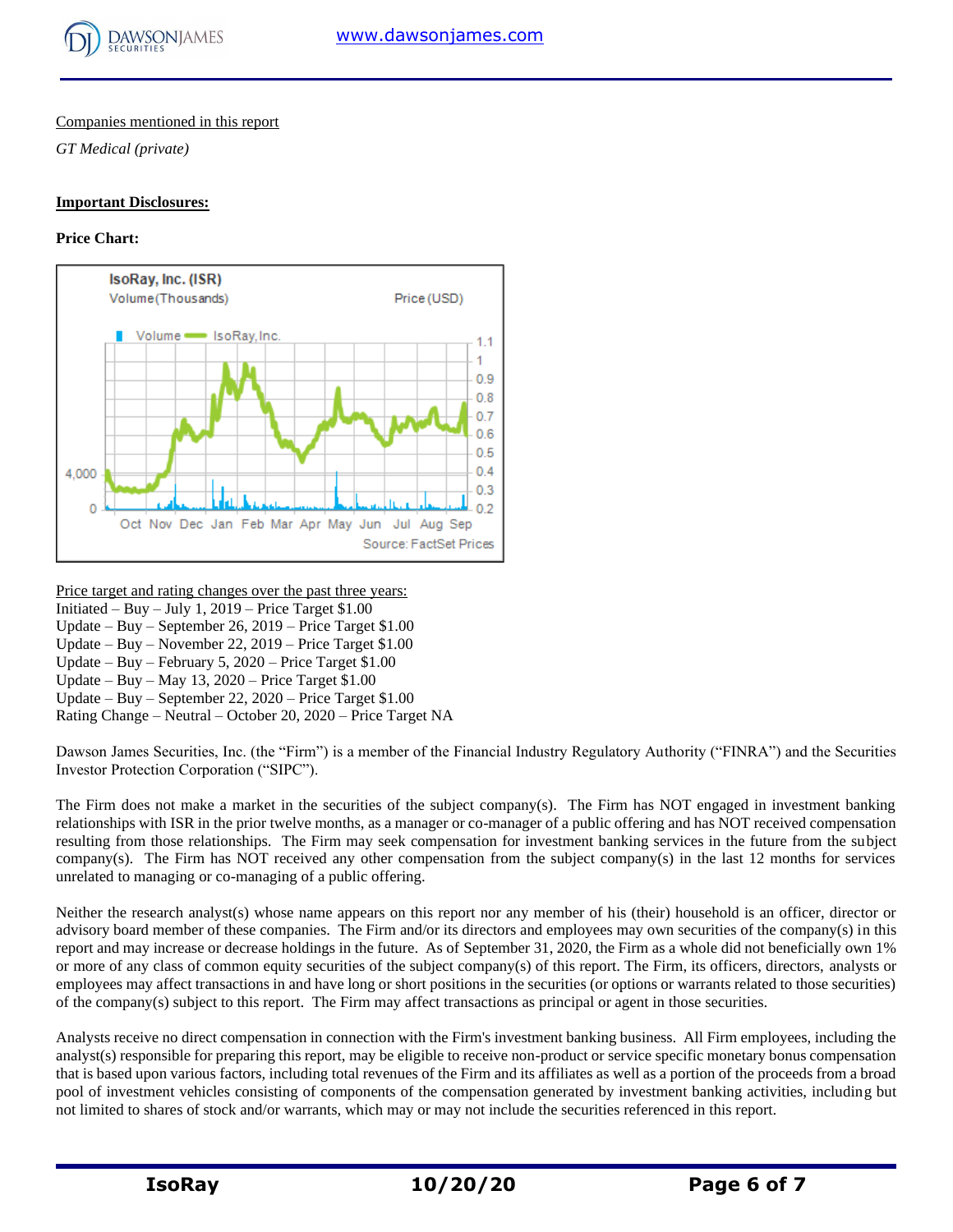Companies mentioned in this report

*GT Medical (private)*

**Important Disclosures:**

**Price Chart:**

Price target and rating changes over the past three years:
Initiated – Buy – July 1, 2019 – Price Target $1.00
Update – Buy – September 26, 2019 – Price Target $1.00
Update – Buy – November 22, 2019 – Price Target $1.00
Update – Buy – February 5, 2020 – Price Target $1.00
Update – Buy – May 13, 2020 – Price Target $1.00
Update – Buy – September 22, 2020 – Price Target $1.00
Rating Change – Neutral – October 20, 2020 – Price Target NA

Dawson James Securities, Inc. (the "Firm") is a member of the Financial Industry Regulatory Authority ("FINRA") and the Securities Investor Protection Corporation ("SIPC").

The Firm does not make a market in the securities of the subject company(s). The Firm has NOT engaged in investment banking relationships with ISR in the prior twelve months, as a manager or co-manager of a public offering and has NOT received compensation resulting from those relationships. The Firm may seek compensation for investment banking services in the future from the subject company(s). The Firm has NOT received any other compensation from the subject company(s) in the last 12 months for services unrelated to managing or co-managing of a public offering.

Neither the research analyst(s) whose name appears on this report nor any member of his (their) household is an officer, director or advisory board member of these companies. The Firm and/or its directors and employees may own securities of the company(s) in this report and may increase or decrease holdings in the future. As of September 31, 2020, the Firm as a whole did not beneficially own 1% or more of any class of common equity securities of the subject company(s) of this report. The Firm, its officers, directors, analysts or employees may affect transactions in and have long or short positions in the securities (or options or warrants related to those securities) of the company(s) subject to this report. The Firm may affect transactions as principal or agent in those securities.

Analysts receive no direct compensation in connection with the Firm's investment banking business. All Firm employees, including the analyst(s) responsible for preparing this report, may be eligible to receive non-product or service specific monetary bonus compensation that is based upon various factors, including total revenues of the Firm and its affiliates as well as a portion of the proceeds from a broad pool of investment vehicles consisting of components of the compensation generated by investment banking activities, including but not limited to shares of stock and/or warrants, which may or may not include the securities referenced in this report.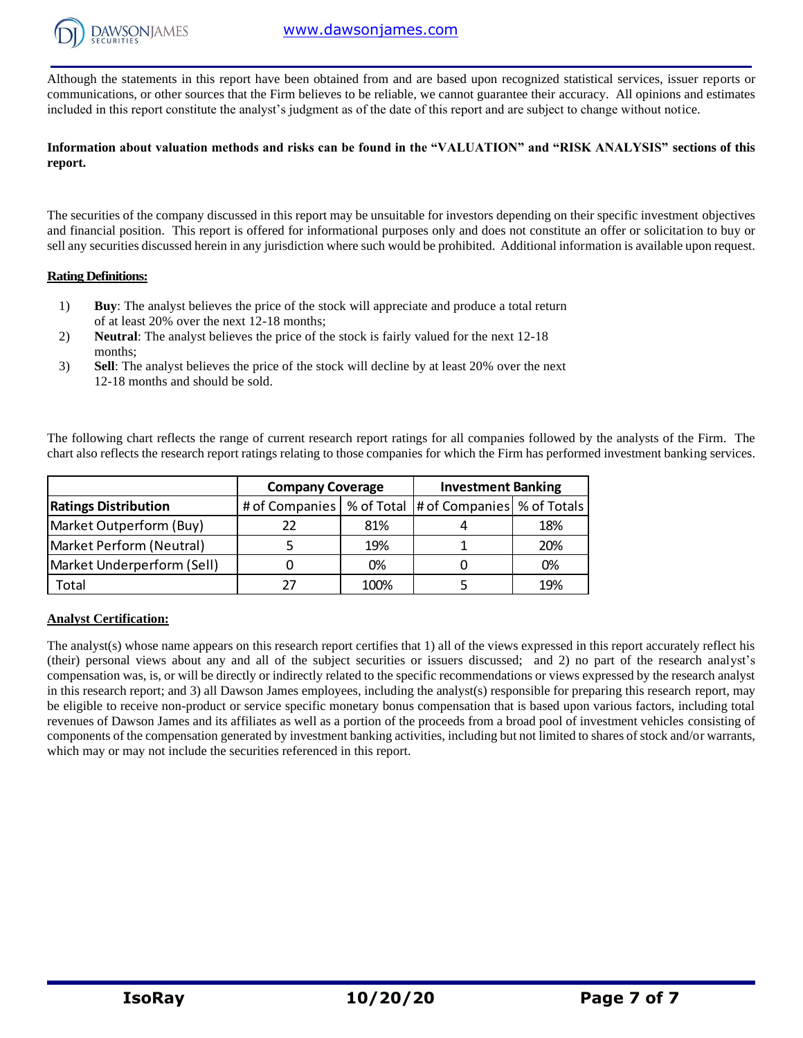Although the statements in this report have been obtained from and are based upon recognized statistical services, issuer reports or communications, or other sources that the Firm believes to be reliable, we cannot guarantee their accuracy. All opinions and estimates included in this report constitute the analyst's judgment as of the date of this report and are subject to change without notice.

**Information about valuation methods and risks can be found in the "VALUATION" and "RISK ANALYSIS" sections of this report.**

The securities of the company discussed in this report may be unsuitable for investors depending on their specific investment objectives and financial position. This report is offered for informational purposes only and does not constitute an offer or solicitation to buy or sell any securities discussed herein in any jurisdiction where such would be prohibited. Additional information is available upon request.

**Rating Definitions:**

1) **Buy**: The analyst believes the price of the stock will appreciate and produce a total return of at least 20% over the next 12-18 months;
2) **Neutral**: The analyst believes the price of the stock is fairly valued for the next 12-18 months;
3) **Sell**: The analyst believes the price of the stock will decline by at least 20% over the next 12-18 months and should be sold.

The following chart reflects the range of current research report ratings for all companies followed by the analysts of the Firm. The chart also reflects the research report ratings relating to those companies for which the Firm has performed investment banking services.

| | Company Coverage | | Investment Banking | |
|---|---|---|---|---|
| **Ratings Distribution** | # of Companies | % of Total | # of Companies | % of Totals |
| Market Outperform (Buy) | 22 | 81% | 4 | 18% |
| Market Perform (Neutral) | 5 | 19% | 1 | 20% |
| Market Underperform (Sell) | 0 | 0% | 0 | 0% |
| Total | 27 | 100% | 5 | 19% |

**Analyst Certification:**

The analyst(s) whose name appears on this research report certifies that 1) all of the views expressed in this report accurately reflect his (their) personal views about any and all of the subject securities or issuers discussed; and 2) no part of the research analyst's compensation was, is, or will be directly or indirectly related to the specific recommendations or views expressed by the research analyst in this research report; and 3) all Dawson James employees, including the analyst(s) responsible for preparing this research report, may be eligible to receive non-product or service specific monetary bonus compensation that is based upon various factors, including total revenues of Dawson James and its affiliates as well as a portion of the proceeds from a broad pool of investment vehicles consisting of components of the compensation generated by investment banking activities, including but not limited to shares of stock and/or warrants, which may or may not include the securities referenced in this report.